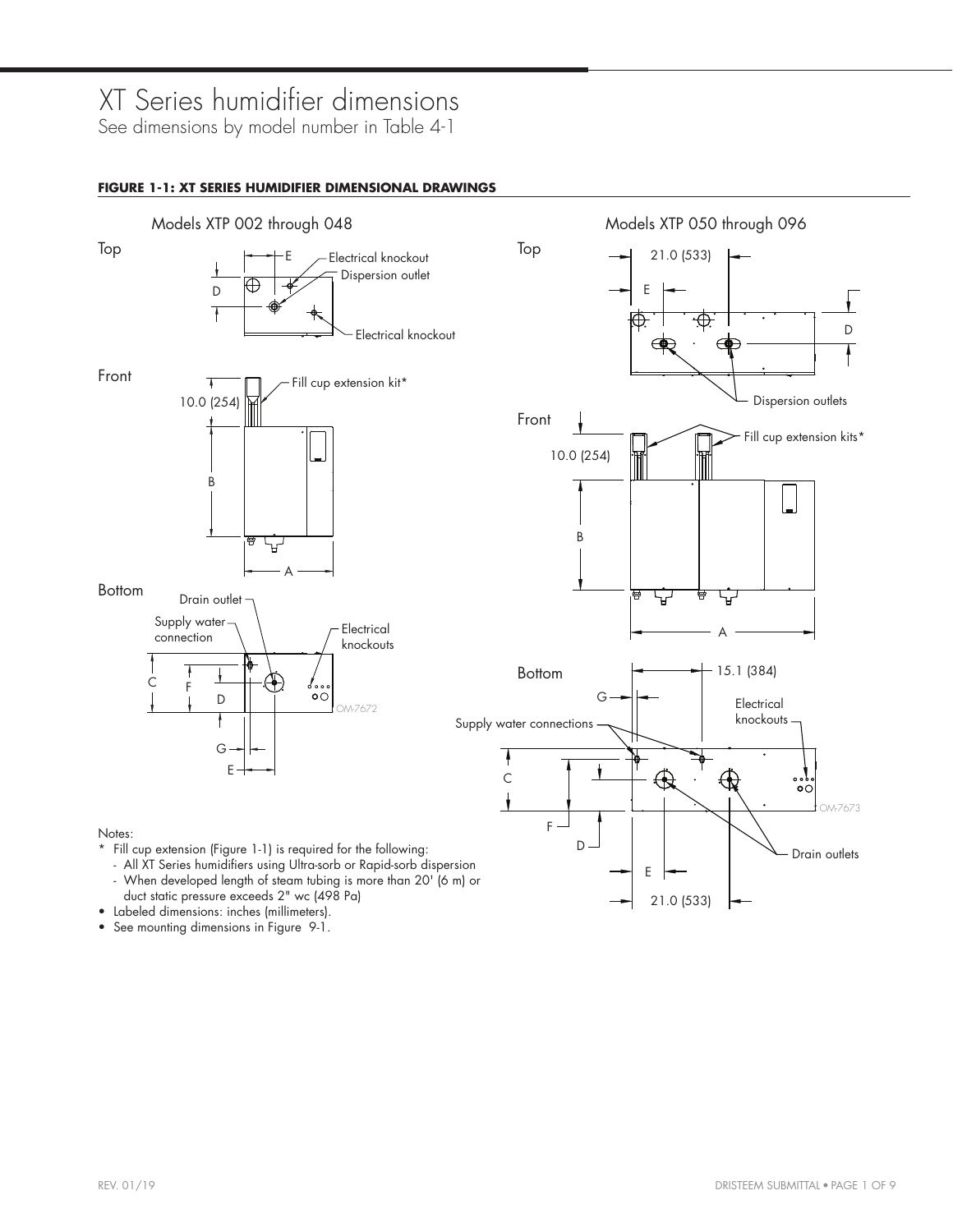# XT Series humidifier dimensions

See dimensions by model number in Table 4-1

**FIGURE 1-1: XT SERIES HUMIDIFIER DIMENSIONAL DRAWINGS**

Models XTP 002 through 048

Top

E

Electrical knockout

Dispersion outlet

D

Electrical knockout

Front

Fill cup extension kit*

10.0 (254)

B

A

Bottom

Drain outlet

Supply water connection

Electrical knockouts

C

F

D

G

E

OM-7672

Models XTP 050 through 096

Top

21.0 (533)

E

D

Dispersion outlets

Front

Fill cup extension kits*

10.0 (254)

B

A

Bottom

15.1 (384)

G

Electrical knockouts

Supply water connections

C

F

D

E

21.0 (533)

Drain outlets

OM-7673

Notes:

- \* Fill cup extension (Figure 1-1) is required for the following:
  - All XT Series humidifiers using Ultra-sorb or Rapid-sorb dispersion
  - When developed length of steam tubing is more than 20' (6 m) or duct static pressure exceeds 2" wc (498 Pa)
- Labeled dimensions: inches (millimeters).
- See mounting dimensions in Figure 9-1.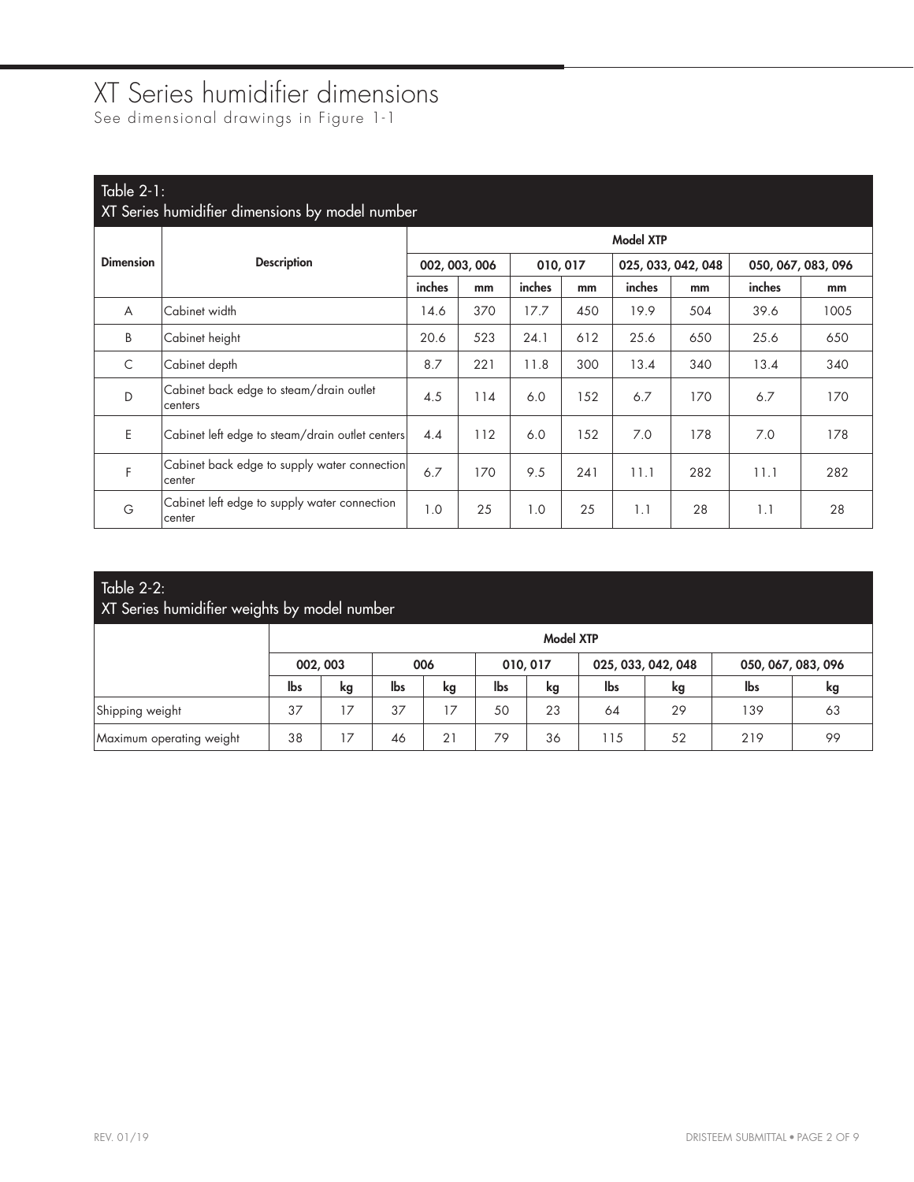# XT Series humidifier dimensions

See dimensional drawings in Figure 1-1

Table 2-1:
XT Series humidifier dimensions by model number

| Dimension | Description | Model XTP | | | | | | | |
|---|---|---|---|---|---|---|---|---|---|
| | | 002, 003, 006 | | 010, 017 | | 025, 033, 042, 048 | | 050, 067, 083, 096 | |
| | | inches | mm | inches | mm | inches | mm | inches | mm |
| A | Cabinet width | 14.6 | 370 | 17.7 | 450 | 19.9 | 504 | 39.6 | 1005 |
| B | Cabinet height | 20.6 | 523 | 24.1 | 612 | 25.6 | 650 | 25.6 | 650 |
| C | Cabinet depth | 8.7 | 221 | 11.8 | 300 | 13.4 | 340 | 13.4 | 340 |
| D | Cabinet back edge to steam/drain outlet centers | 4.5 | 114 | 6.0 | 152 | 6.7 | 170 | 6.7 | 170 |
| E | Cabinet left edge to steam/drain outlet centers | 4.4 | 112 | 6.0 | 152 | 7.0 | 178 | 7.0 | 178 |
| F | Cabinet back edge to supply water connection center | 6.7 | 170 | 9.5 | 241 | 11.1 | 282 | 11.1 | 282 |
| G | Cabinet left edge to supply water connection center | 1.0 | 25 | 1.0 | 25 | 1.1 | 28 | 1.1 | 28 |

Table 2-2:
XT Series humidifier weights by model number

| | Model XTP | | | | | | | | | |
|---|---|---|---|---|---|---|---|---|---|---|
| | 002, 003 | | 006 | | 010, 017 | | 025, 033, 042, 048 | | 050, 067, 083, 096 | |
| | lbs | kg | lbs | kg | lbs | kg | lbs | kg | lbs | kg |
| Shipping weight | 37 | 17 | 37 | 17 | 50 | 23 | 64 | 29 | 139 | 63 |
| Maximum operating weight | 38 | 17 | 46 | 21 | 79 | 36 | 115 | 52 | 219 | 99 |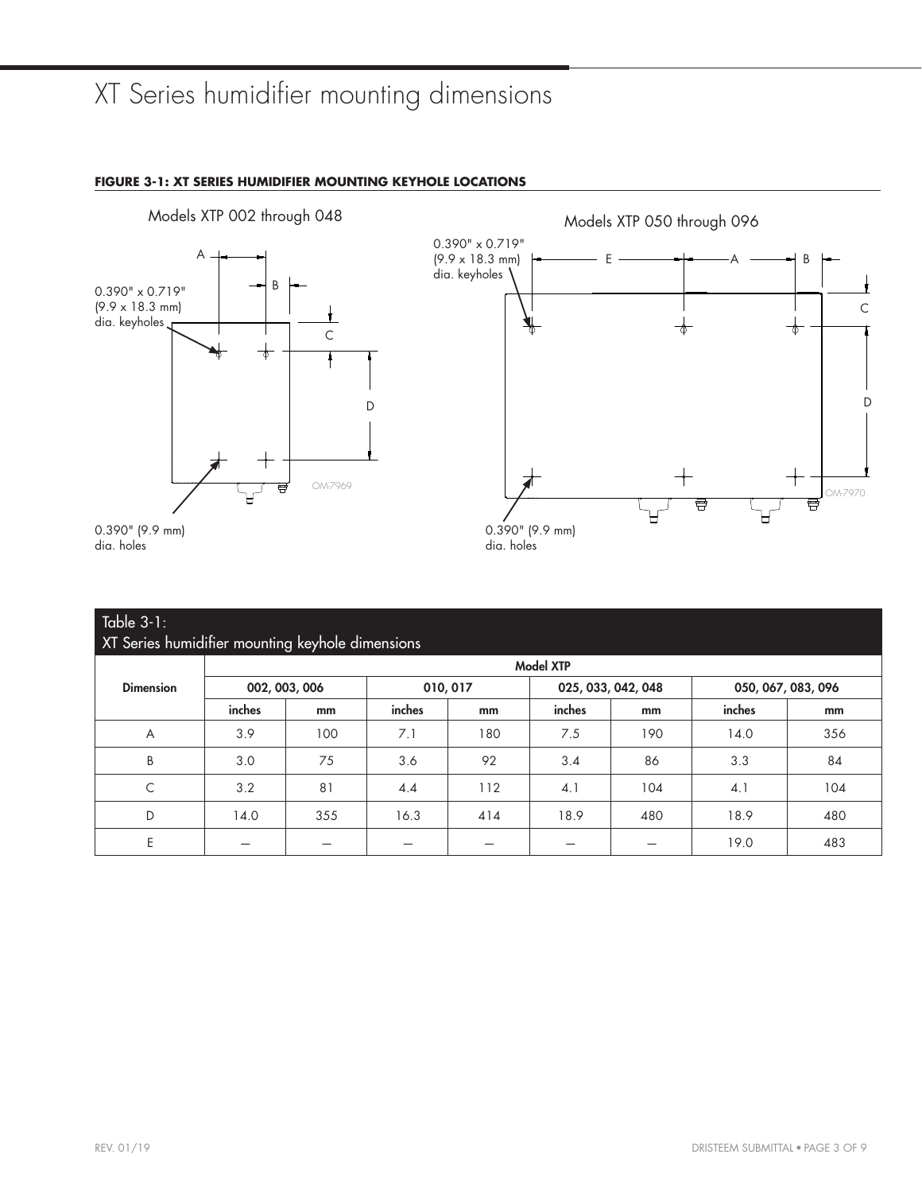# XT Series humidifier mounting dimensions

**FIGURE 3-1: XT SERIES HUMIDIFIER MOUNTING KEYHOLE LOCATIONS**

Models XTP 002 through 048

A

B

0.390" x 0.719"
(9.9 x 18.3 mm)
dia. keyholes

C

D

OM-7969

0.390" (9.9 mm)
dia. holes

Models XTP 050 through 096

0.390" x 0.719"
(9.9 x 18.3 mm)
dia. keyholes

E

A

B

C

D

OM-7970

0.390" (9.9 mm)
dia. holes

| Table 3-1: XT Series humidifier mounting keyhole dimensions | | | | | | | | |
|---|---|---|---|---|---|---|---|---|
| Dimension | Model XTP | | | | | | | |
| | 002, 003, 006 | | 010, 017 | | 025, 033, 042, 048 | | 050, 067, 083, 096 | |
| | inches | mm | inches | mm | inches | mm | inches | mm |
| A | 3.9 | 100 | 7.1 | 180 | 7.5 | 190 | 14.0 | 356 |
| B | 3.0 | 75 | 3.6 | 92 | 3.4 | 86 | 3.3 | 84 |
| C | 3.2 | 81 | 4.4 | 112 | 4.1 | 104 | 4.1 | 104 |
| D | 14.0 | 355 | 16.3 | 414 | 18.9 | 480 | 18.9 | 480 |
| E | — | — | — | — | — | — | 19.0 | 483 |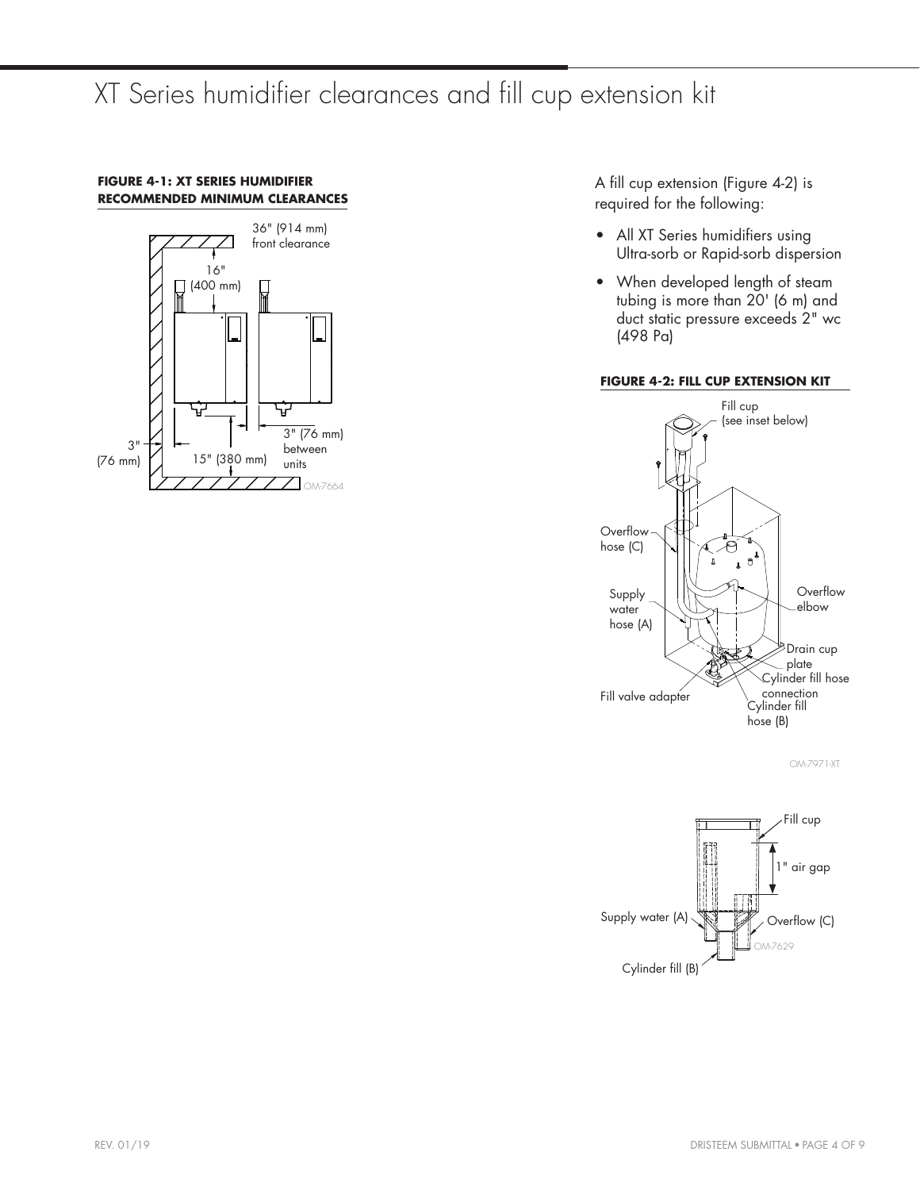# XT Series humidifier clearances and fill cup extension kit

**FIGURE 4-1: XT SERIES HUMIDIFIER RECOMMENDED MINIMUM CLEARANCES**

36" (914 mm) front clearance

16" (400 mm)

3" (76 mm)

15" (380 mm)

3" (76 mm) between units

OM-7664

A fill cup extension (Figure 4-2) is required for the following:

- All XT Series humidifiers using Ultra-sorb or Rapid-sorb dispersion
- When developed length of steam tubing is more than 20' (6 m) and duct static pressure exceeds 2" wc (498 Pa)

**FIGURE 4-2: FILL CUP EXTENSION KIT**

Fill cup (see inset below)

Overflow hose (C)

Supply water hose (A)

Overflow elbow

Drain cup plate

Cylinder fill hose connection

Fill valve adapter

Cylinder fill hose (B)

OM-7971-XT

Fill cup

1" air gap

Supply water (A)

Overflow (C)

Cylinder fill (B)

OM-7629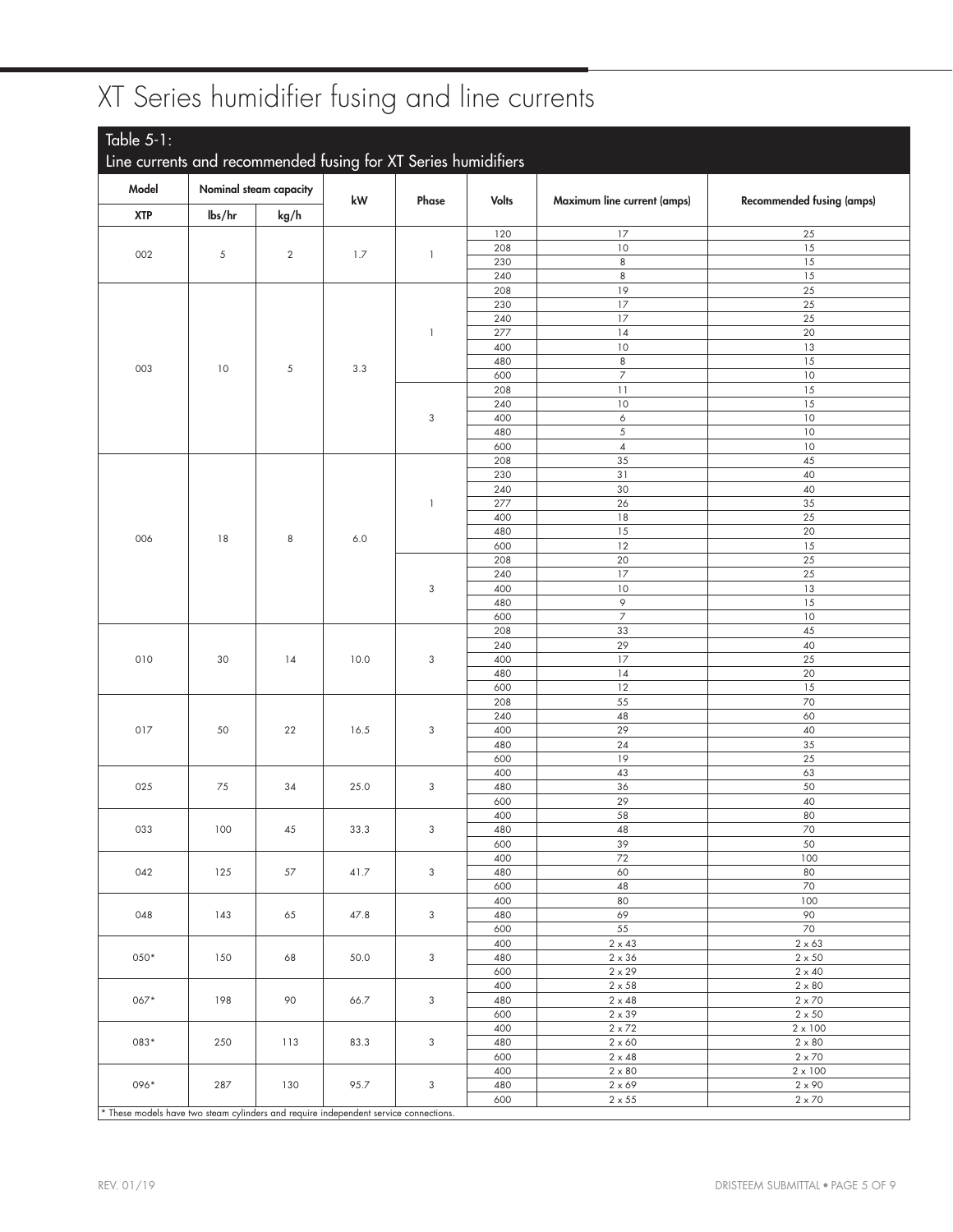# XT Series humidifier fusing and line currents

Table 5-1:
Line currents and recommended fusing for XT Series humidifiers

| Model | Nominal steam capacity | | kW | Phase | Volts | Maximum line current (amps) | Recommended fusing (amps) |
|---|---|---|---|---|---|---|---|
| XTP | lbs/hr | kg/h | | | | | |
| 002 | 5 | 2 | 1.7 | 1 | 120 | 17 | 25 |
| | | | | | 208 | 10 | 15 |
| | | | | | 230 | 8 | 15 |
| | | | | | 240 | 8 | 15 |
| 003 | 10 | 5 | 3.3 | 1 | 208 | 19 | 25 |
| | | | | | 230 | 17 | 25 |
| | | | | | 240 | 17 | 25 |
| | | | | | 277 | 14 | 20 |
| | | | | | 400 | 10 | 13 |
| | | | | | 480 | 8 | 15 |
| | | | | | 600 | 7 | 10 |
| | | | | 3 | 208 | 11 | 15 |
| | | | | | 240 | 10 | 15 |
| | | | | | 400 | 6 | 10 |
| | | | | | 480 | 5 | 10 |
| | | | | | 600 | 4 | 10 |
| 006 | 18 | 8 | 6.0 | 1 | 208 | 35 | 45 |
| | | | | | 230 | 31 | 40 |
| | | | | | 240 | 30 | 40 |
| | | | | | 277 | 26 | 35 |
| | | | | | 400 | 18 | 25 |
| | | | | | 480 | 15 | 20 |
| | | | | | 600 | 12 | 15 |
| | | | | 3 | 208 | 20 | 25 |
| | | | | | 240 | 17 | 25 |
| | | | | | 400 | 10 | 13 |
| | | | | | 480 | 9 | 15 |
| | | | | | 600 | 7 | 10 |
| 010 | 30 | 14 | 10.0 | 3 | 208 | 33 | 45 |
| | | | | | 240 | 29 | 40 |
| | | | | | 400 | 17 | 25 |
| | | | | | 480 | 14 | 20 |
| | | | | | 600 | 12 | 15 |
| 017 | 50 | 22 | 16.5 | 3 | 208 | 55 | 70 |
| | | | | | 240 | 48 | 60 |
| | | | | | 400 | 29 | 40 |
| | | | | | 480 | 24 | 35 |
| | | | | | 600 | 19 | 25 |
| 025 | 75 | 34 | 25.0 | 3 | 400 | 43 | 63 |
| | | | | | 480 | 36 | 50 |
| | | | | | 600 | 29 | 40 |
| 033 | 100 | 45 | 33.3 | 3 | 400 | 58 | 80 |
| | | | | | 480 | 48 | 70 |
| | | | | | 600 | 39 | 50 |
| 042 | 125 | 57 | 41.7 | 3 | 400 | 72 | 100 |
| | | | | | 480 | 60 | 80 |
| | | | | | 600 | 48 | 70 |
| 048 | 143 | 65 | 47.8 | 3 | 400 | 80 | 100 |
| | | | | | 480 | 69 | 90 |
| | | | | | 600 | 55 | 70 |
| 050* | 150 | 68 | 50.0 | 3 | 400 | 2 x 43 | 2 x 63 |
| | | | | | 480 | 2 x 36 | 2 x 50 |
| | | | | | 600 | 2 x 29 | 2 x 40 |
| 067* | 198 | 90 | 66.7 | 3 | 400 | 2 x 58 | 2 x 80 |
| | | | | | 480 | 2 x 48 | 2 x 70 |
| | | | | | 600 | 2 x 39 | 2 x 50 |
| 083* | 250 | 113 | 83.3 | 3 | 400 | 2 x 72 | 2 x 100 |
| | | | | | 480 | 2 x 60 | 2 x 80 |
| | | | | | 600 | 2 x 48 | 2 x 70 |
| 096* | 287 | 130 | 95.7 | 3 | 400 | 2 x 80 | 2 x 100 |
| | | | | | 480 | 2 x 69 | 2 x 90 |
| | | | | | 600 | 2 x 55 | 2 x 70 |

* These models have two steam cylinders and require independent service connections.

REV. 01/19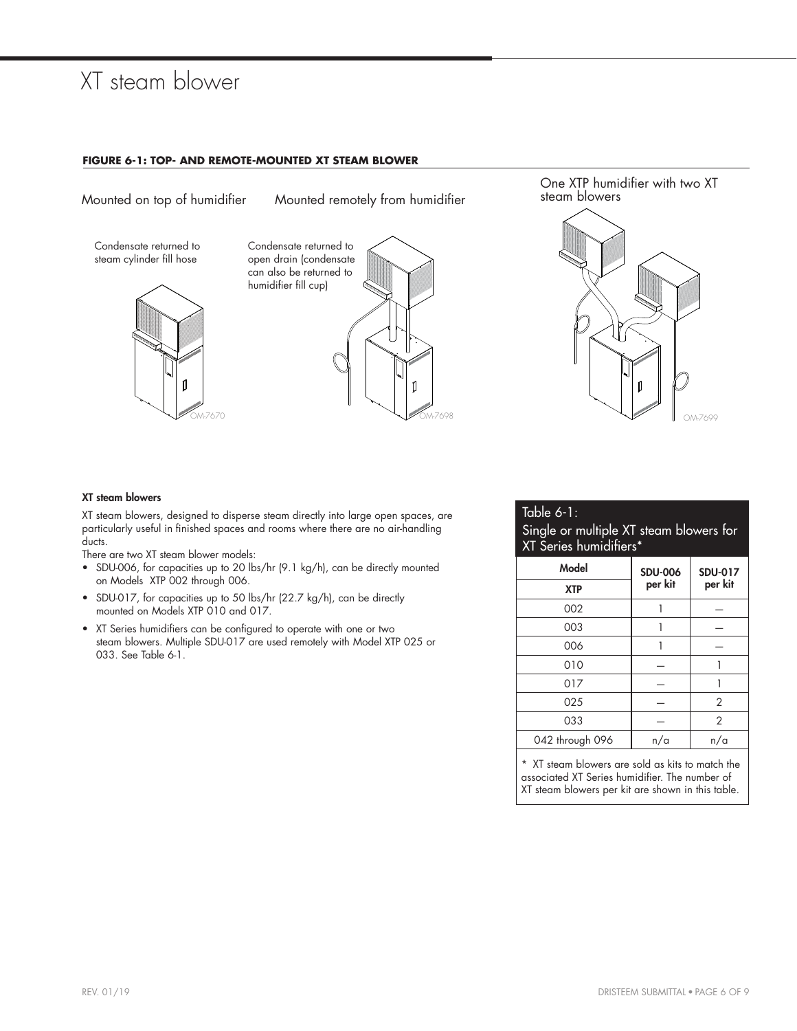# XT steam blower

**FIGURE 6-1: TOP- AND REMOTE-MOUNTED XT STEAM BLOWER**

Mounted on top of humidifier

Condensate returned to steam cylinder fill hose

OM-7670

Mounted remotely from humidifier

Condensate returned to open drain (condensate can also be returned to humidifier fill cup)

OM-7698

One XTP humidifier with two XT steam blowers

OM-7699

**XT steam blowers**

XT steam blowers, designed to disperse steam directly into large open spaces, are particularly useful in finished spaces and rooms where there are no air-handling ducts.

There are two XT steam blower models:

- SDU-006, for capacities up to 20 lbs/hr (9.1 kg/h), can be directly mounted on Models XTP 002 through 006.
- SDU-017, for capacities up to 50 lbs/hr (22.7 kg/h), can be directly mounted on Models XTP 010 and 017.
- XT Series humidifiers can be configured to operate with one or two steam blowers. Multiple SDU-017 are used remotely with Model XTP 025 or 033. See Table 6-1.

Table 6-1:
Single or multiple XT steam blowers for XT Series humidifiers*

| Model XTP | SDU-006 per kit | SDU-017 per kit |
|---|---|---|
| 002 | 1 | — |
| 003 | 1 | — |
| 006 | 1 | — |
| 010 | — | 1 |
| 017 | — | 1 |
| 025 | — | 2 |
| 033 | — | 2 |
| 042 through 096 | n/a | n/a |

* XT steam blowers are sold as kits to match the associated XT Series humidifier. The number of XT steam blowers per kit are shown in this table.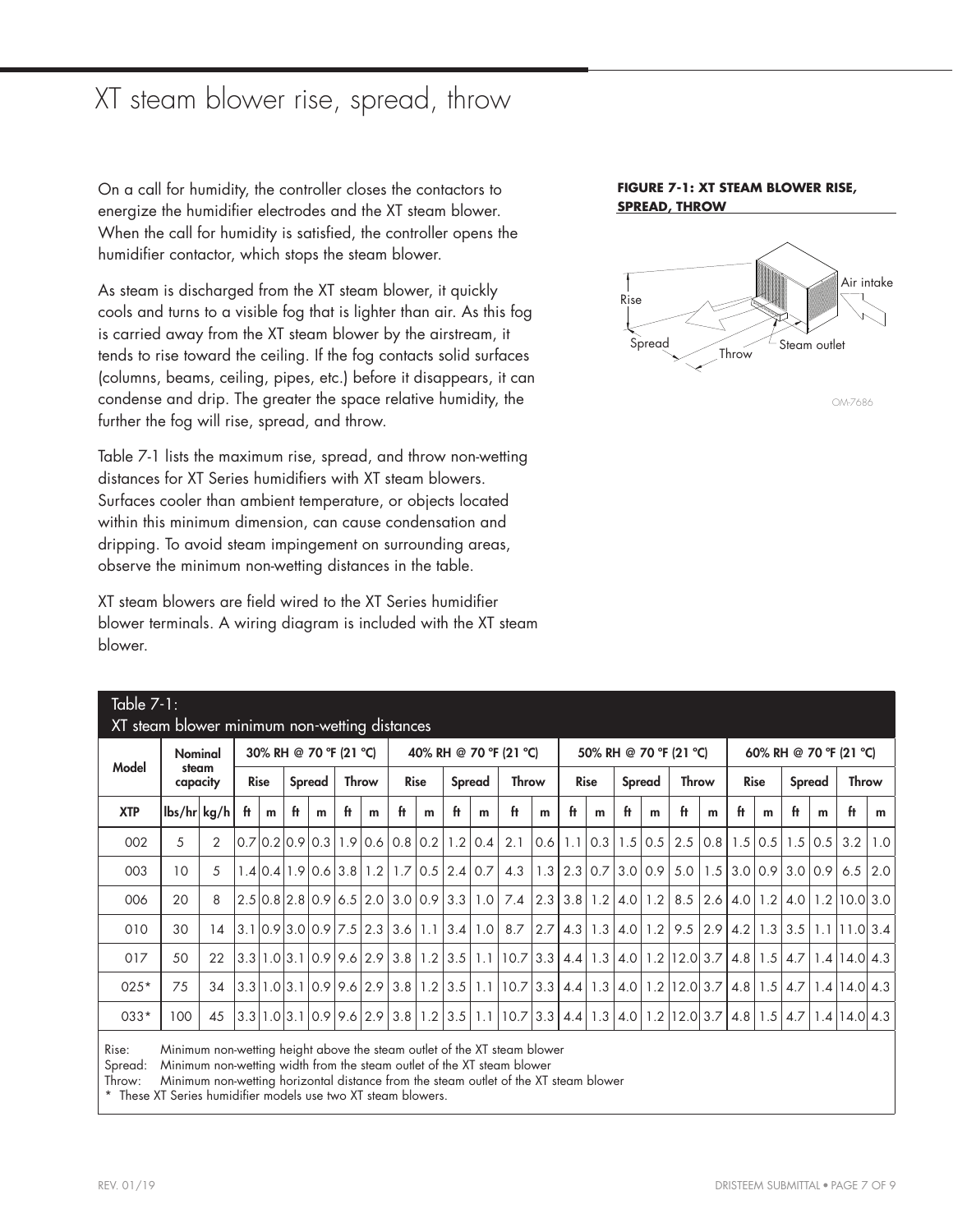# XT steam blower rise, spread, throw

On a call for humidity, the controller closes the contactors to energize the humidifier electrodes and the XT steam blower. When the call for humidity is satisfied, the controller opens the humidifier contactor, which stops the steam blower.

As steam is discharged from the XT steam blower, it quickly cools and turns to a visible fog that is lighter than air. As this fog is carried away from the XT steam blower by the airstream, it tends to rise toward the ceiling. If the fog contacts solid surfaces (columns, beams, ceiling, pipes, etc.) before it disappears, it can condense and drip. The greater the space relative humidity, the further the fog will rise, spread, and throw.

Table 7-1 lists the maximum rise, spread, and throw non-wetting distances for XT Series humidifiers with XT steam blowers. Surfaces cooler than ambient temperature, or objects located within this minimum dimension, can cause condensation and dripping. To avoid steam impingement on surrounding areas, observe the minimum non-wetting distances in the table.

XT steam blowers are field wired to the XT Series humidifier blower terminals. A wiring diagram is included with the XT steam blower.

**FIGURE 7-1: XT STEAM BLOWER RISE, SPREAD, THROW**

Rise
Spread
Throw
Steam outlet
Air intake

OM-7686

Table 7-1:
XT steam blower minimum non-wetting distances

| Model | Nominal steam capacity | | 30% RH @ 70 °F (21 °C) | | | | | | 40% RH @ 70 °F (21 °C) | | | | | | 50% RH @ 70 °F (21 °C) | | | | | | 60% RH @ 70 °F (21 °C) | | | | | |
|---|---|---|---|---|---|---|---|---|---|---|---|---|---|---|---|---|---|---|---|---|---|---|---|---|---|---|
| | | | Rise | | Spread | | Throw | | Rise | | Spread | | Throw | | Rise | | Spread | | Throw | | Rise | | Spread | | Throw | |
| XTP | lbs/hr | kg/h | ft | m | ft | m | ft | m | ft | m | ft | m | ft | m | ft | m | ft | m | ft | m | ft | m | ft | m | ft | m |
| 002 | 5 | 2 | 0.7 | 0.2 | 0.9 | 0.3 | 1.9 | 0.6 | 0.8 | 0.2 | 1.2 | 0.4 | 2.1 | 0.6 | 1.1 | 0.3 | 1.5 | 0.5 | 2.5 | 0.8 | 1.5 | 0.5 | 1.5 | 0.5 | 3.2 | 1.0 |
| 003 | 10 | 5 | 1.4 | 0.4 | 1.9 | 0.6 | 3.8 | 1.2 | 1.7 | 0.5 | 2.4 | 0.7 | 4.3 | 1.3 | 2.3 | 0.7 | 3.0 | 0.9 | 5.0 | 1.5 | 3.0 | 0.9 | 3.0 | 0.9 | 6.5 | 2.0 |
| 006 | 20 | 8 | 2.5 | 0.8 | 2.8 | 0.9 | 6.5 | 2.0 | 3.0 | 0.9 | 3.3 | 1.0 | 7.4 | 2.3 | 3.8 | 1.2 | 4.0 | 1.2 | 8.5 | 2.6 | 4.0 | 1.2 | 4.0 | 1.2 | 10.0 | 3.0 |
| 010 | 30 | 14 | 3.1 | 0.9 | 3.0 | 0.9 | 7.5 | 2.3 | 3.6 | 1.1 | 3.4 | 1.0 | 8.7 | 2.7 | 4.3 | 1.3 | 4.0 | 1.2 | 9.5 | 2.9 | 4.2 | 1.3 | 3.5 | 1.1 | 11.0 | 3.4 |
| 017 | 50 | 22 | 3.3 | 1.0 | 3.1 | 0.9 | 9.6 | 2.9 | 3.8 | 1.2 | 3.5 | 1.1 | 10.7 | 3.3 | 4.4 | 1.3 | 4.0 | 1.2 | 12.0 | 3.7 | 4.8 | 1.5 | 4.7 | 1.4 | 14.0 | 4.3 |
| 025* | 75 | 34 | 3.3 | 1.0 | 3.1 | 0.9 | 9.6 | 2.9 | 3.8 | 1.2 | 3.5 | 1.1 | 10.7 | 3.3 | 4.4 | 1.3 | 4.0 | 1.2 | 12.0 | 3.7 | 4.8 | 1.5 | 4.7 | 1.4 | 14.0 | 4.3 |
| 033* | 100 | 45 | 3.3 | 1.0 | 3.1 | 0.9 | 9.6 | 2.9 | 3.8 | 1.2 | 3.5 | 1.1 | 10.7 | 3.3 | 4.4 | 1.3 | 4.0 | 1.2 | 12.0 | 3.7 | 4.8 | 1.5 | 4.7 | 1.4 | 14.0 | 4.3 |

Rise: Minimum non-wetting height above the steam outlet of the XT steam blower
Spread: Minimum non-wetting width from the steam outlet of the XT steam blower
Throw: Minimum non-wetting horizontal distance from the steam outlet of the XT steam blower
* These XT Series humidifier models use two XT steam blowers.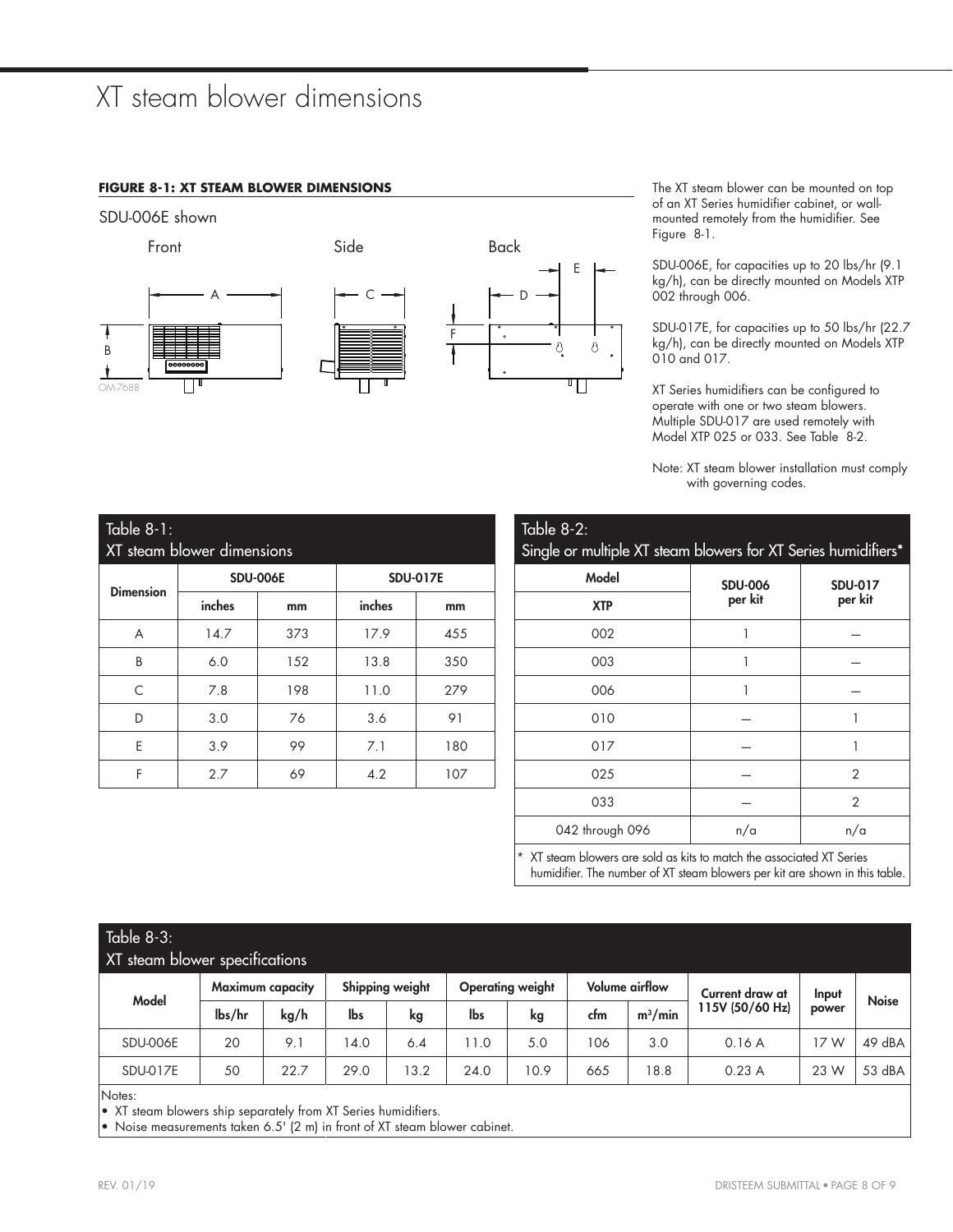# XT steam blower dimensions

**FIGURE 8-1: XT STEAM BLOWER DIMENSIONS**

SDU-006E shown

Front

Side

Back

A

B

C

D

E

F

OM-7688

The XT steam blower can be mounted on top of an XT Series humidifier cabinet, or wall-mounted remotely from the humidifier. See Figure 8-1.

SDU-006E, for capacities up to 20 lbs/hr (9.1 kg/h), can be directly mounted on Models XTP 002 through 006.

SDU-017E, for capacities up to 50 lbs/hr (22.7 kg/h), can be directly mounted on Models XTP 010 and 017.

XT Series humidifiers can be configured to operate with one or two steam blowers. Multiple SDU-017 are used remotely with Model XTP 025 or 033. See Table 8-2.

Note: XT steam blower installation must comply with governing codes.

**Table 8-1: XT steam blower dimensions**

| Dimension | SDU-006E | | SDU-017E | |
|---|---|---|---|---|
| | inches | mm | inches | mm |
| A | 14.7 | 373 | 17.9 | 455 |
| B | 6.0 | 152 | 13.8 | 350 |
| C | 7.8 | 198 | 11.0 | 279 |
| D | 3.0 | 76 | 3.6 | 91 |
| E | 3.9 | 99 | 7.1 | 180 |
| F | 2.7 | 69 | 4.2 | 107 |

**Table 8-2: Single or multiple XT steam blowers for XT Series humidifiers***

| Model XTP | SDU-006 per kit | SDU-017 per kit |
|---|---|---|
| 002 | 1 | — |
| 003 | 1 | — |
| 006 | 1 | — |
| 010 | — | 1 |
| 017 | — | 1 |
| 025 | — | 2 |
| 033 | — | 2 |
| 042 through 096 | n/a | n/a |

\* XT steam blowers are sold as kits to match the associated XT Series humidifier. The number of XT steam blowers per kit are shown in this table.

**Table 8-3: XT steam blower specifications**

| Model | Maximum capacity | | Shipping weight | | Operating weight | | Volume airflow | | Current draw at 115V (50/60 Hz) | Input power | Noise |
|---|---|---|---|---|---|---|---|---|---|---|---|
| | lbs/hr | kg/h | lbs | kg | lbs | kg | cfm | $m^3/min$ | | | |
| SDU-006E | 20 | 9.1 | 14.0 | 6.4 | 11.0 | 5.0 | 106 | 3.0 | 0.16 A | 17 W | 49 dBA |
| SDU-017E | 50 | 22.7 | 29.0 | 13.2 | 24.0 | 10.9 | 665 | 18.8 | 0.23 A | 23 W | 53 dBA |

Notes:

- XT steam blowers ship separately from XT Series humidifiers.
- Noise measurements taken 6.5' (2 m) in front of XT steam blower cabinet.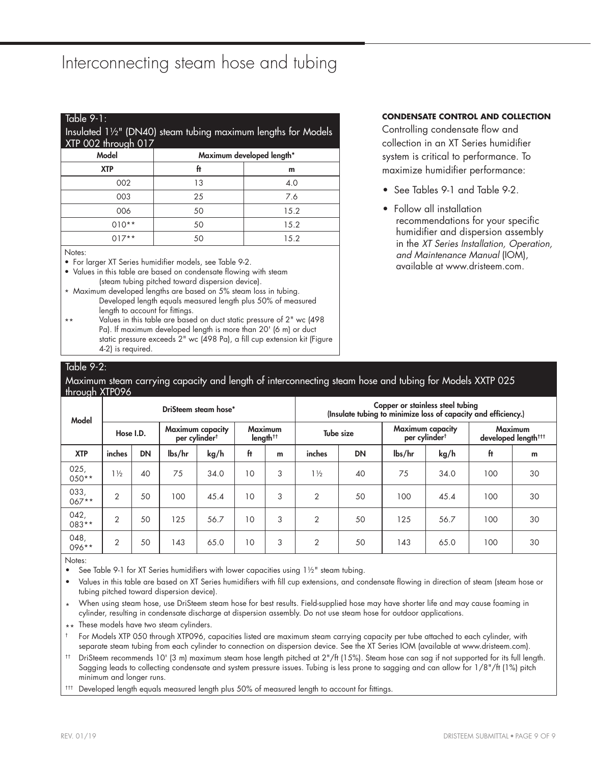# Interconnecting steam hose and tubing

Table 9-1:
Insulated 1½" (DN40) steam tubing maximum lengths for Models XTP 002 through 017

| Model | Maximum developed length* | |
|---|---|---|
| **XTP** | **ft** | **m** |
| 002 | 13 | 4.0 |
| 003 | 25 | 7.6 |
| 006 | 50 | 15.2 |
| 010** | 50 | 15.2 |
| 017** | 50 | 15.2 |

Notes:
- For larger XT Series humidifier models, see Table 9-2.
- Values in this table are based on condensate flowing with steam (steam tubing pitched toward dispersion device).

\* Maximum developed lengths are based on 5% steam loss in tubing. Developed length equals measured length plus 50% of measured length to account for fittings.

\** Values in this table are based on duct static pressure of 2" wc (498 Pa). If maximum developed length is more than 20' (6 m) or duct static pressure exceeds 2" wc (498 Pa), a fill cup extension kit (Figure 4-2) is required.

**CONDENSATE CONTROL AND COLLECTION**

Controlling condensate flow and collection in an XT Series humidifier system is critical to performance. To maximize humidifier performance:

- See Tables 9-1 and Table 9-2.
- Follow all installation recommendations for your specific humidifier and dispersion assembly in the *XT Series Installation, Operation, and Maintenance Manual* (IOM), available at www.dristeem.com.

Table 9-2:
Maximum steam carrying capacity and length of interconnecting steam hose and tubing for Models XXTP 025 through XTP096

| Model | DriSteem steam hose* | | | | | | Copper or stainless steel tubing (Insulate tubing to minimize loss of capacity and efficiency.) | | | | | |
|---|---|---|---|---|---|---|---|---|---|---|---|---|
| | Hose I.D. | | Maximum capacity per cylinder† | | Maximum length†† | | Tube size | | Maximum capacity per cylinder† | | Maximum developed length††† | |
| **XTP** | **inches** | **DN** | **lbs/hr** | **kg/h** | **ft** | **m** | **inches** | **DN** | **lbs/hr** | **kg/h** | **ft** | **m** |
| 025, 050** | 1½ | 40 | 75 | 34.0 | 10 | 3 | 1½ | 40 | 75 | 34.0 | 100 | 30 |
| 033, 067** | 2 | 50 | 100 | 45.4 | 10 | 3 | 2 | 50 | 100 | 45.4 | 100 | 30 |
| 042, 083** | 2 | 50 | 125 | 56.7 | 10 | 3 | 2 | 50 | 125 | 56.7 | 100 | 30 |
| 048, 096** | 2 | 50 | 143 | 65.0 | 10 | 3 | 2 | 50 | 143 | 65.0 | 100 | 30 |

Notes:
- See Table 9-1 for XT Series humidifiers with lower capacities using 1½" steam tubing.
- Values in this table are based on XT Series humidifiers with fill cup extensions, and condensate flowing in direction of steam (steam hose or tubing pitched toward dispersion device).

\* When using steam hose, use DriSteem steam hose for best results. Field-supplied hose may have shorter life and may cause foaming in cylinder, resulting in condensate discharge at dispersion assembly. Do not use steam hose for outdoor applications.

\** These models have two steam cylinders.

† For Models XTP 050 through XTP096, capacities listed are maximum steam carrying capacity per tube attached to each cylinder, with separate steam tubing from each cylinder to connection on dispersion device. See the XT Series IOM (available at www.dristeem.com).

†† DriSteem recommends 10' (3 m) maximum steam hose length pitched at 2"/ft (15%). Steam hose can sag if not supported for its full length. Sagging leads to collecting condensate and system pressure issues. Tubing is less prone to sagging and can allow for 1/8"/ft (1%) pitch minimum and longer runs.

††† Developed length equals measured length plus 50% of measured length to account for fittings.

REV. 01/19